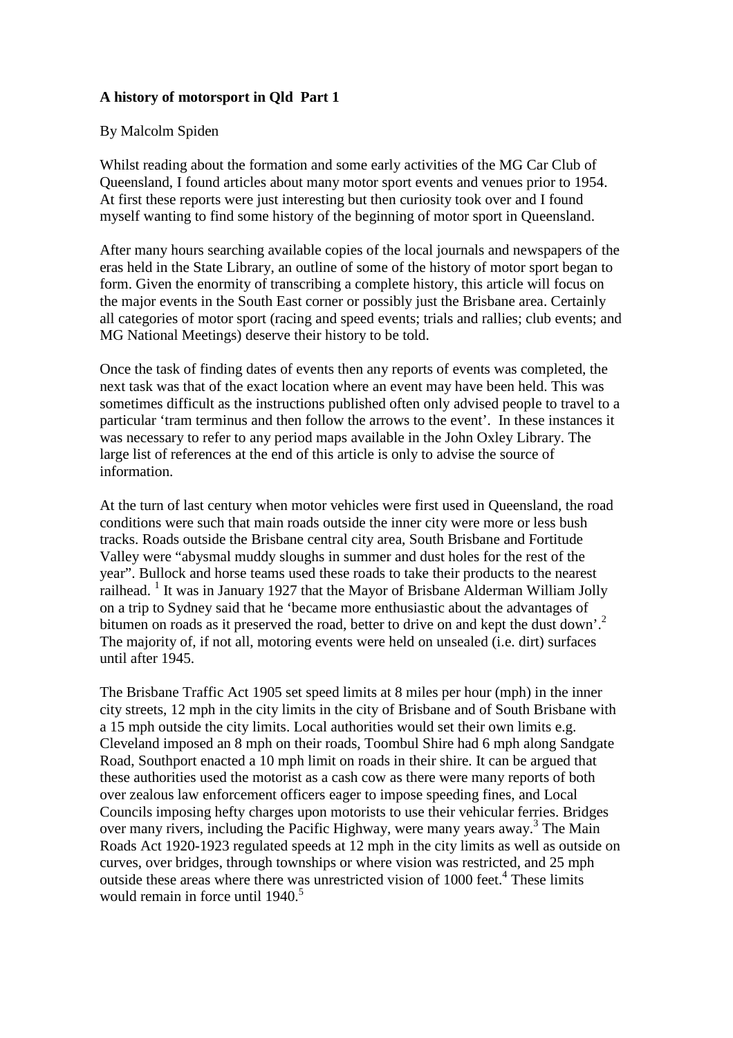**A history of motorsport in Qld Part 1**

By Malcolm Spiden

Whilst reading about the formation and some early activities of the MG Car Club of Queensland, I found articles about many motor sport events and venues prior to 1954. At first these reports were just interesting but then curiosity took over and I found myself wanting to find some history of the beginning of motor sport in Queensland.

After many hours searching available copies of the local journals and newspapers of the eras held in the State Library, an outline of some of the history of motor sport began to form. Given the enormity of transcribing a complete history, this article will focus on the major events in the South East corner or possibly just the Brisbane area. Certainly all categories of motor sport (racing and speed events; trials and rallies; club events; and MG National Meetings) deserve their history to be told.

Once the task of finding dates of events then any reports of events was completed, the next task was that of the exact location where an event may have been held. This was sometimes difficult as the instructions published often only advised people to travel to a particular 'tram terminus and then follow the arrows to the event'. In these instances it was necessary to refer to any period maps available in the John Oxley Library. The large list of references at the end of this article is only to advise the source of information.

At the turn of last century when motor vehicles were first used in Queensland, the road conditions were such that main roads outside the inner city were more or less bush tracks. Roads outside the Brisbane central city area, South Brisbane and Fortitude Valley were "abysmal muddy sloughs in summer and dust holes for the rest of the year". Bullock and horse teams used these roads to take their products to the nearest railhead. [1] It was in January 1927 that the Mayor of Brisbane Alderman William Jolly on a trip to Sydney said that he 'became more enthusiastic about the advantages of bitumen on roads as it preserved the road, better to drive on and kept the dust down'.[2] The majority of, if not all, motoring events were held on unsealed (i.e. dirt) surfaces until after 1945.

The Brisbane Traffic Act 1905 set speed limits at 8 miles per hour (mph) in the inner city streets, 12 mph in the city limits in the city of Brisbane and of South Brisbane with a 15 mph outside the city limits. Local authorities would set their own limits e.g. Cleveland imposed an 8 mph on their roads, Toombul Shire had 6 mph along Sandgate Road, Southport enacted a 10 mph limit on roads in their shire. It can be argued that these authorities used the motorist as a cash cow as there were many reports of both over zealous law enforcement officers eager to impose speeding fines, and Local Councils imposing hefty charges upon motorists to use their vehicular ferries. Bridges over many rivers, including the Pacific Highway, were many years away.[3] The Main Roads Act 1920-1923 regulated speeds at 12 mph in the city limits as well as outside on curves, over bridges, through townships or where vision was restricted, and 25 mph outside these areas where there was unrestricted vision of 1000 feet.[4] These limits would remain in force until 1940.[5]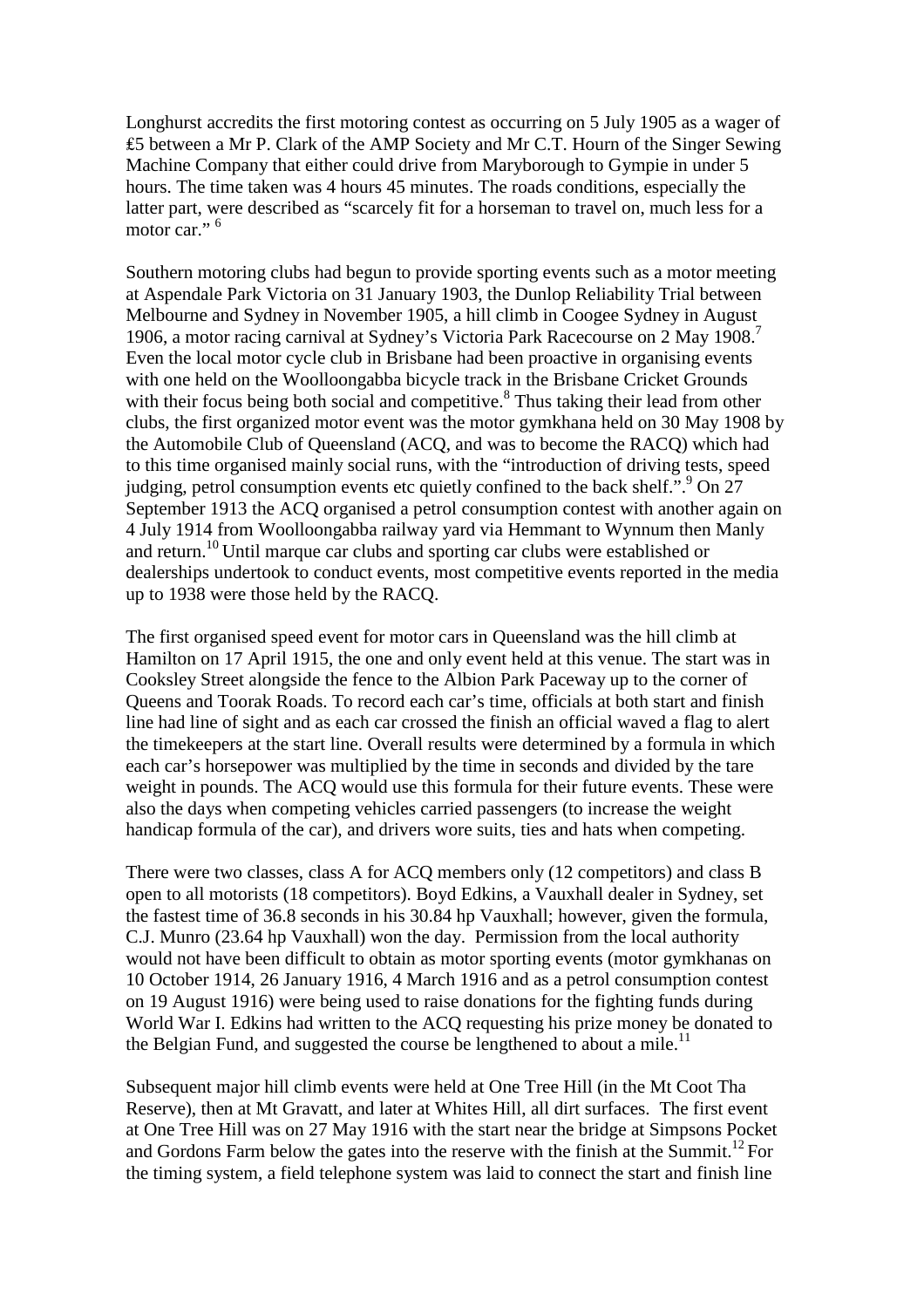Longhurst accredits the first motoring contest as occurring on 5 July 1905 as a wager of ₤5 between a Mr P. Clark of the AMP Society and Mr C.T. Hourn of the Singer Sewing Machine Company that either could drive from Maryborough to Gympie in under 5 hours. The time taken was 4 hours 45 minutes. The roads conditions, especially the latter part, were described as "scarcely fit for a horseman to travel on, much less for a motor car." [6]

Southern motoring clubs had begun to provide sporting events such as a motor meeting at Aspendale Park Victoria on 31 January 1903, the Dunlop Reliability Trial between Melbourne and Sydney in November 1905, a hill climb in Coogee Sydney in August 1906, a motor racing carnival at Sydney's Victoria Park Racecourse on 2 May 1908.[7] Even the local motor cycle club in Brisbane had been proactive in organising events with one held on the Woolloongabba bicycle track in the Brisbane Cricket Grounds with their focus being both social and competitive.[8] Thus taking their lead from other clubs, the first organized motor event was the motor gymkhana held on 30 May 1908 by the Automobile Club of Queensland (ACQ, and was to become the RACQ) which had to this time organised mainly social runs, with the "introduction of driving tests, speed judging, petrol consumption events etc quietly confined to the back shelf.".[9] On 27 September 1913 the ACQ organised a petrol consumption contest with another again on 4 July 1914 from Woolloongabba railway yard via Hemmant to Wynnum then Manly and return.[10] Until marque car clubs and sporting car clubs were established or dealerships undertook to conduct events, most competitive events reported in the media up to 1938 were those held by the RACQ.

The first organised speed event for motor cars in Queensland was the hill climb at Hamilton on 17 April 1915, the one and only event held at this venue. The start was in Cooksley Street alongside the fence to the Albion Park Paceway up to the corner of Queens and Toorak Roads. To record each car's time, officials at both start and finish line had line of sight and as each car crossed the finish an official waved a flag to alert the timekeepers at the start line. Overall results were determined by a formula in which each car's horsepower was multiplied by the time in seconds and divided by the tare weight in pounds. The ACQ would use this formula for their future events. These were also the days when competing vehicles carried passengers (to increase the weight handicap formula of the car), and drivers wore suits, ties and hats when competing.

There were two classes, class A for ACQ members only (12 competitors) and class B open to all motorists (18 competitors). Boyd Edkins, a Vauxhall dealer in Sydney, set the fastest time of 36.8 seconds in his 30.84 hp Vauxhall; however, given the formula, C.J. Munro (23.64 hp Vauxhall) won the day. Permission from the local authority would not have been difficult to obtain as motor sporting events (motor gymkhanas on 10 October 1914, 26 January 1916, 4 March 1916 and as a petrol consumption contest on 19 August 1916) were being used to raise donations for the fighting funds during World War I. Edkins had written to the ACQ requesting his prize money be donated to the Belgian Fund, and suggested the course be lengthened to about a mile.[11]

Subsequent major hill climb events were held at One Tree Hill (in the Mt Coot Tha Reserve), then at Mt Gravatt, and later at Whites Hill, all dirt surfaces. The first event at One Tree Hill was on 27 May 1916 with the start near the bridge at Simpsons Pocket and Gordons Farm below the gates into the reserve with the finish at the Summit.[12] For the timing system, a field telephone system was laid to connect the start and finish line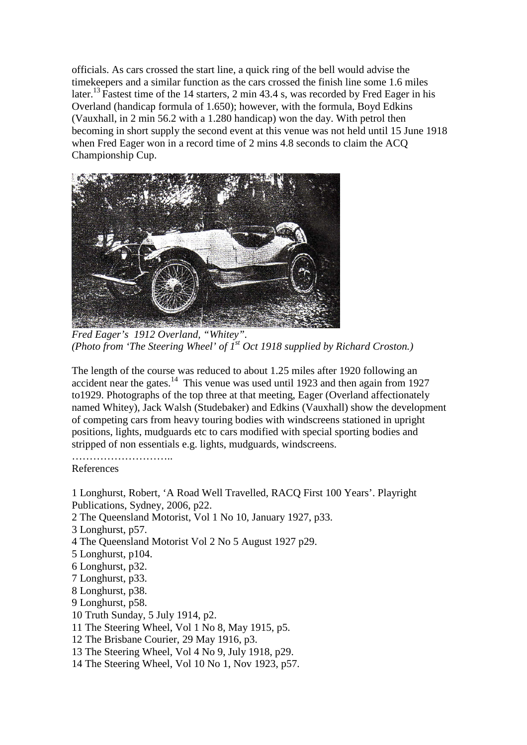officials. As cars crossed the start line, a quick ring of the bell would advise the timekeepers and a similar function as the cars crossed the finish line some 1.6 miles later.[13] Fastest time of the 14 starters, 2 min 43.4 s, was recorded by Fred Eager in his Overland (handicap formula of 1.650); however, with the formula, Boyd Edkins (Vauxhall, in 2 min 56.2 with a 1.280 handicap) won the day. With petrol then becoming in short supply the second event at this venue was not held until 15 June 1918 when Fred Eager won in a record time of 2 mins 4.8 seconds to claim the ACQ Championship Cup.

*Fred Eager's 1912 Overland, "Whitey".*
*(Photo from 'The Steering Wheel' of 1st Oct 1918 supplied by Richard Croston.)*

The length of the course was reduced to about 1.25 miles after 1920 following an accident near the gates.[14] This venue was used until 1923 and then again from 1927 to1929. Photographs of the top three at that meeting, Eager (Overland affectionately named Whitey), Jack Walsh (Studebaker) and Edkins (Vauxhall) show the development of competing cars from heavy touring bodies with windscreens stationed in upright positions, lights, mudguards etc to cars modified with special sporting bodies and stripped of non essentials e.g. lights, mudguards, windscreens.

………………………..

References

1 Longhurst, Robert, 'A Road Well Travelled, RACQ First 100 Years'. Playright Publications, Sydney, 2006, p22.
2 The Queensland Motorist, Vol 1 No 10, January 1927, p33.
3 Longhurst, p57.
4 The Queensland Motorist Vol 2 No 5 August 1927 p29.
5 Longhurst, p104.
6 Longhurst, p32.
7 Longhurst, p33.
8 Longhurst, p38.
9 Longhurst, p58.
10 Truth Sunday, 5 July 1914, p2.
11 The Steering Wheel, Vol 1 No 8, May 1915, p5.
12 The Brisbane Courier, 29 May 1916, p3.
13 The Steering Wheel, Vol 4 No 9, July 1918, p29.
14 The Steering Wheel, Vol 10 No 1, Nov 1923, p57.